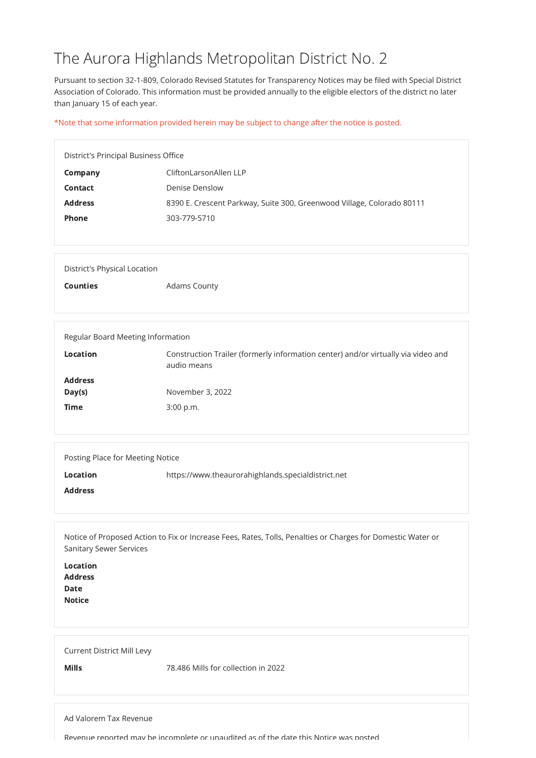# The Aurora Highlands Metropolitan District No. 2

Pursuant to section 32-1-809, Colorado Revised Statutes for Transparency Notices may be filed with Special District Association of Colorado. This information must be provided annually to the eligible electors of the district no later than January 15 of each year.

*Note that some information provided herein may be subject to change after the notice is posted.

District's Principal Business Office

| | |
|---|---|
| **Company** | CliftonLarsonAllen LLP |
| **Contact** | Denise Denslow |
| **Address** | 8390 E. Crescent Parkway, Suite 300, Greenwood Village, Colorado 80111 |
| **Phone** | 303-779-5710 |

District's Physical Location

| | |
|---|---|
| **Counties** | Adams County |

Regular Board Meeting Information

| | |
|---|---|
| **Location** | Construction Trailer (formerly information center) and/or virtually via video and audio means |
| **Address** | |
| **Day(s)** | November 3, 2022 |
| **Time** | 3:00 p.m. |

Posting Place for Meeting Notice

| | |
|---|---|
| **Location** | https://www.theaurorahighlands.specialdistrict.net |
| **Address** | |

Notice of Proposed Action to Fix or Increase Fees, Rates, Tolls, Penalties or Charges for Domestic Water or Sanitary Sewer Services

| | |
|---|---|
| **Location** | |
| **Address** | |
| **Date** | |
| **Notice** | |

Current District Mill Levy

| | |
|---|---|
| **Mills** | 78.486 Mills for collection in 2022 |

Ad Valorem Tax Revenue

Revenue reported may be incomplete or unaudited as of the date this Notice was posted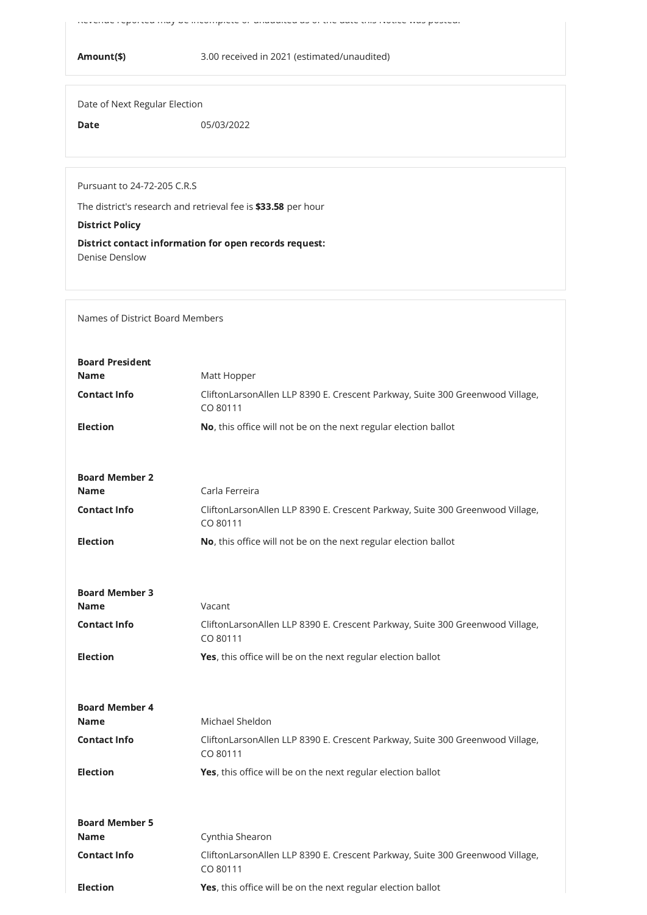Revenue reported may be incomplete or unaudited as of the date this Notice was posted.

**Amount($)** 3.00 received in 2021 (estimated/unaudited)

Date of Next Regular Election

**Date** 05/03/2022

Pursuant to 24-72-205 C.R.S

The district's research and retrieval fee is **$33.58** per hour

**District Policy**

**District contact information for open records request:**
Denise Denslow

Names of District Board Members

**Board President**
**Name** Matt Hopper
**Contact Info** CliftonLarsonAllen LLP 8390 E. Crescent Parkway, Suite 300 Greenwood Village, CO 80111
**Election** **No**, this office will not be on the next regular election ballot

**Board Member 2**
**Name** Carla Ferreira
**Contact Info** CliftonLarsonAllen LLP 8390 E. Crescent Parkway, Suite 300 Greenwood Village, CO 80111
**Election** **No**, this office will not be on the next regular election ballot

**Board Member 3**
**Name** Vacant
**Contact Info** CliftonLarsonAllen LLP 8390 E. Crescent Parkway, Suite 300 Greenwood Village, CO 80111
**Election** **Yes**, this office will be on the next regular election ballot

**Board Member 4**
**Name** Michael Sheldon
**Contact Info** CliftonLarsonAllen LLP 8390 E. Crescent Parkway, Suite 300 Greenwood Village, CO 80111
**Election** **Yes**, this office will be on the next regular election ballot

**Board Member 5**
**Name** Cynthia Shearon
**Contact Info** CliftonLarsonAllen LLP 8390 E. Crescent Parkway, Suite 300 Greenwood Village, CO 80111
**Election** **Yes**, this office will be on the next regular election ballot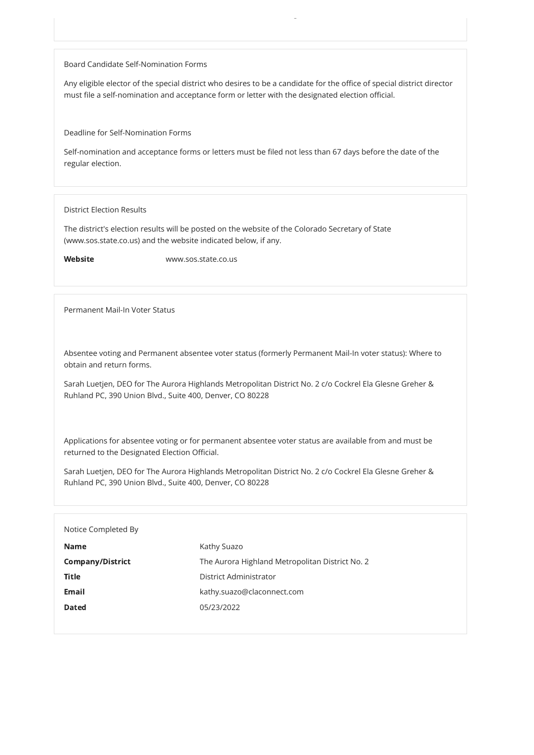Board Candidate Self-Nomination Forms

Any eligible elector of the special district who desires to be a candidate for the office of special district director must file a self-nomination and acceptance form or letter with the designated election official.

Deadline for Self-Nomination Forms

Self-nomination and acceptance forms or letters must be filed not less than 67 days before the date of the regular election.

District Election Results

The district's election results will be posted on the website of the Colorado Secretary of State (www.sos.state.co.us) and the website indicated below, if any.

**Website** www.sos.state.co.us

Permanent Mail-In Voter Status

Absentee voting and Permanent absentee voter status (formerly Permanent Mail-In voter status): Where to obtain and return forms.

Sarah Luetjen, DEO for The Aurora Highlands Metropolitan District No. 2 c/o Cockrel Ela Glesne Greher & Ruhland PC, 390 Union Blvd., Suite 400, Denver, CO 80228

Applications for absentee voting or for permanent absentee voter status are available from and must be returned to the Designated Election Official.

Sarah Luetjen, DEO for The Aurora Highlands Metropolitan District No. 2 c/o Cockrel Ela Glesne Greher & Ruhland PC, 390 Union Blvd., Suite 400, Denver, CO 80228

Notice Completed By

| | |
|---|---|
| **Name** | Kathy Suazo |
| **Company/District** | The Aurora Highland Metropolitan District No. 2 |
| **Title** | District Administrator |
| **Email** | kathy.suazo@claconnect.com |
| **Dated** | 05/23/2022 |